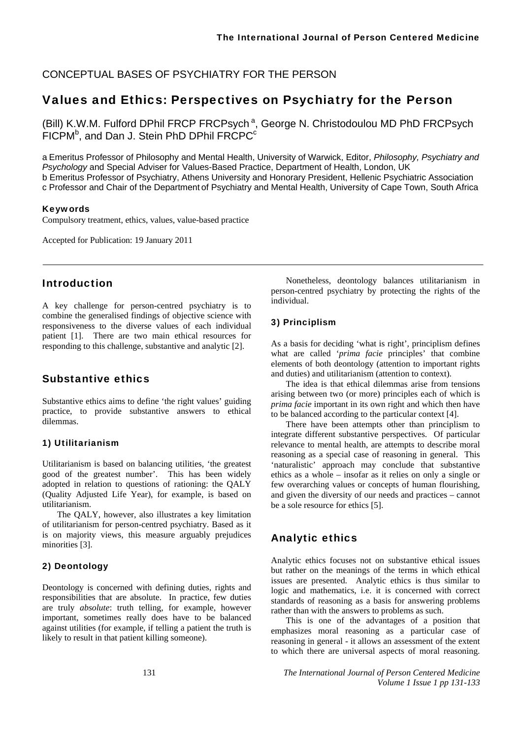CONCEPTUAL BASES OF PSYCHIATRY FOR THE PERSON

# Values and Ethics: Perspectives on Psychiatry for the Person

(Bill) K.W.M. Fulford DPhil FRCP FRCPsych [a], George N. Christodoulou MD PhD FRCPsych FICPM[b], and Dan J. Stein PhD DPhil FRCPC[c]

a Emeritus Professor of Philosophy and Mental Health, University of Warwick, Editor, *Philosophy, Psychiatry and Psychology* and Special Adviser for Values-Based Practice, Department of Health, London, UK
b Emeritus Professor of Psychiatry, Athens University and Honorary President, Hellenic Psychiatric Association
c Professor and Chair of the Department of Psychiatry and Mental Health, University of Cape Town, South Africa

#### Keywords

Compulsory treatment, ethics, values, value-based practice

Accepted for Publication: 19 January 2011

## Introduction

A key challenge for person-centred psychiatry is to combine the generalised findings of objective science with responsiveness to the diverse values of each individual patient [1]. There are two main ethical resources for responding to this challenge, substantive and analytic [2].

## Substantive ethics

Substantive ethics aims to define 'the right values' guiding practice, to provide substantive answers to ethical dilemmas.

### 1) Utilitarianism

Utilitarianism is based on balancing utilities, 'the greatest good of the greatest number'. This has been widely adopted in relation to questions of rationing: the QALY (Quality Adjusted Life Year), for example, is based on utilitarianism.

The QALY, however, also illustrates a key limitation of utilitarianism for person-centred psychiatry. Based as it is on majority views, this measure arguably prejudices minorities [3].

### 2) Deontology

Deontology is concerned with defining duties, rights and responsibilities that are absolute. In practice, few duties are truly *absolute*: truth telling, for example, however important, sometimes really does have to be balanced against utilities (for example, if telling a patient the truth is likely to result in that patient killing someone).

Nonetheless, deontology balances utilitarianism in person-centred psychiatry by protecting the rights of the individual.

### 3) Principlism

As a basis for deciding 'what is right', principlism defines what are called '*prima facie* principles' that combine elements of both deontology (attention to important rights and duties) and utilitarianism (attention to context).

The idea is that ethical dilemmas arise from tensions arising between two (or more) principles each of which is *prima facie* important in its own right and which then have to be balanced according to the particular context [4].

There have been attempts other than principlism to integrate different substantive perspectives. Of particular relevance to mental health, are attempts to describe moral reasoning as a special case of reasoning in general. This 'naturalistic' approach may conclude that substantive ethics as a whole – insofar as it relies on only a single or few overarching values or concepts of human flourishing, and given the diversity of our needs and practices – cannot be a sole resource for ethics [5].

## Analytic ethics

Analytic ethics focuses not on substantive ethical issues but rather on the meanings of the terms in which ethical issues are presented. Analytic ethics is thus similar to logic and mathematics, i.e. it is concerned with correct standards of reasoning as a basis for answering problems rather than with the answers to problems as such.

This is one of the advantages of a position that emphasizes moral reasoning as a particular case of reasoning in general - it allows an assessment of the extent to which there are universal aspects of moral reasoning.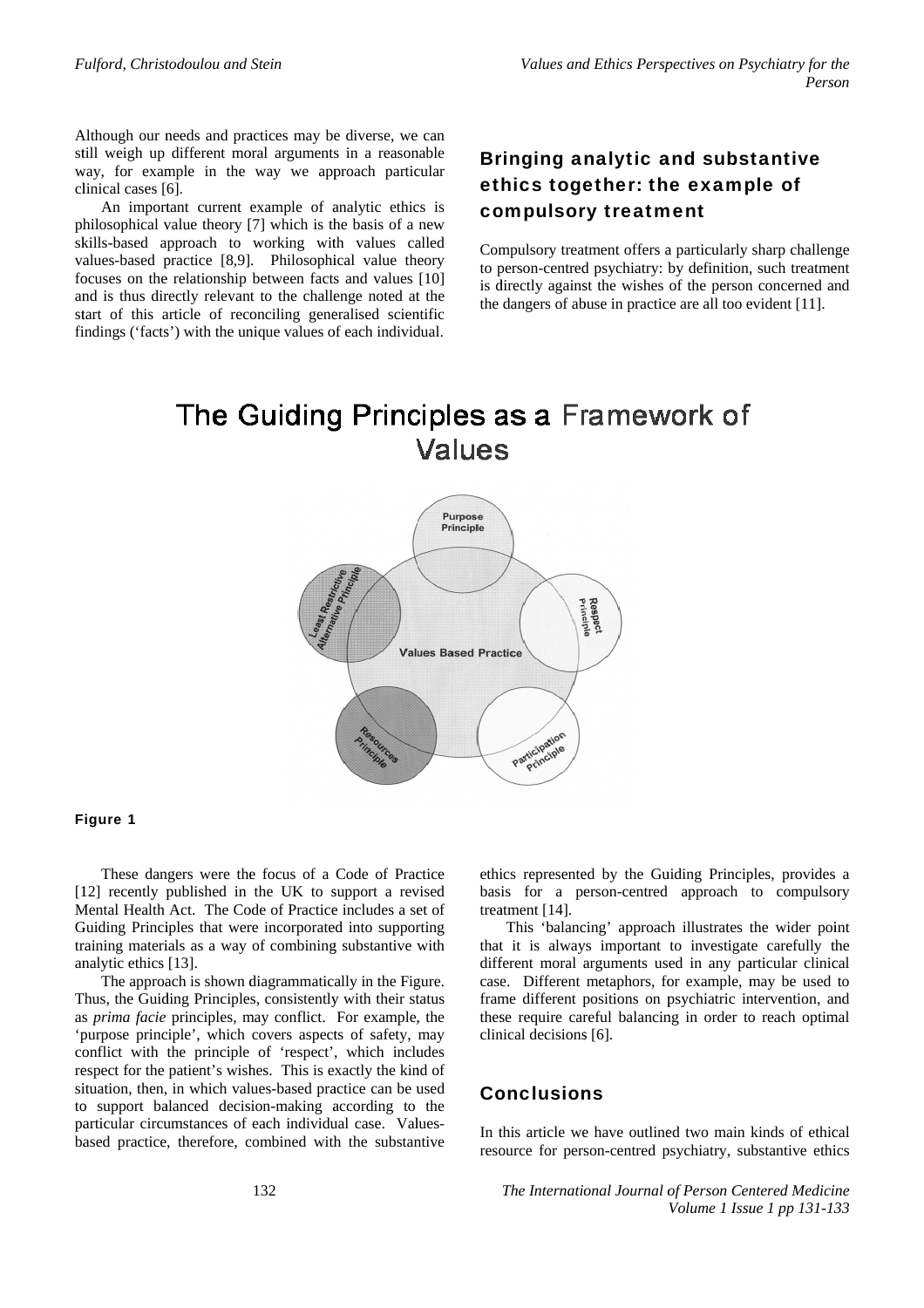Although our needs and practices may be diverse, we can still weigh up different moral arguments in a reasonable way, for example in the way we approach particular clinical cases [6].

An important current example of analytic ethics is philosophical value theory [7] which is the basis of a new skills-based approach to working with values called values-based practice [8,9]. Philosophical value theory focuses on the relationship between facts and values [10] and is thus directly relevant to the challenge noted at the start of this article of reconciling generalised scientific findings ('facts') with the unique values of each individual.

## Bringing analytic and substantive ethics together: the example of compulsory treatment

Compulsory treatment offers a particularly sharp challenge to person-centred psychiatry: by definition, such treatment is directly against the wishes of the person concerned and the dangers of abuse in practice are all too evident [11].

The Guiding Principles as a Framework of Values

Purpose Principle

Respect Principle

Participation Principle

Resources Principle

Least Restrictive Alternative Principle

Values Based Practice

**Figure 1**

These dangers were the focus of a Code of Practice [12] recently published in the UK to support a revised Mental Health Act. The Code of Practice includes a set of Guiding Principles that were incorporated into supporting training materials as a way of combining substantive with analytic ethics [13].

The approach is shown diagrammatically in the Figure. Thus, the Guiding Principles, consistently with their status as *prima facie* principles, may conflict. For example, the 'purpose principle', which covers aspects of safety, may conflict with the principle of 'respect', which includes respect for the patient's wishes. This is exactly the kind of situation, then, in which values-based practice can be used to support balanced decision-making according to the particular circumstances of each individual case. Values-based practice, therefore, combined with the substantive ethics represented by the Guiding Principles, provides a basis for a person-centred approach to compulsory treatment [14].

This 'balancing' approach illustrates the wider point that it is always important to investigate carefully the different moral arguments used in any particular clinical case. Different metaphors, for example, may be used to frame different positions on psychiatric intervention, and these require careful balancing in order to reach optimal clinical decisions [6].

## Conclusions

In this article we have outlined two main kinds of ethical resource for person-centred psychiatry, substantive ethics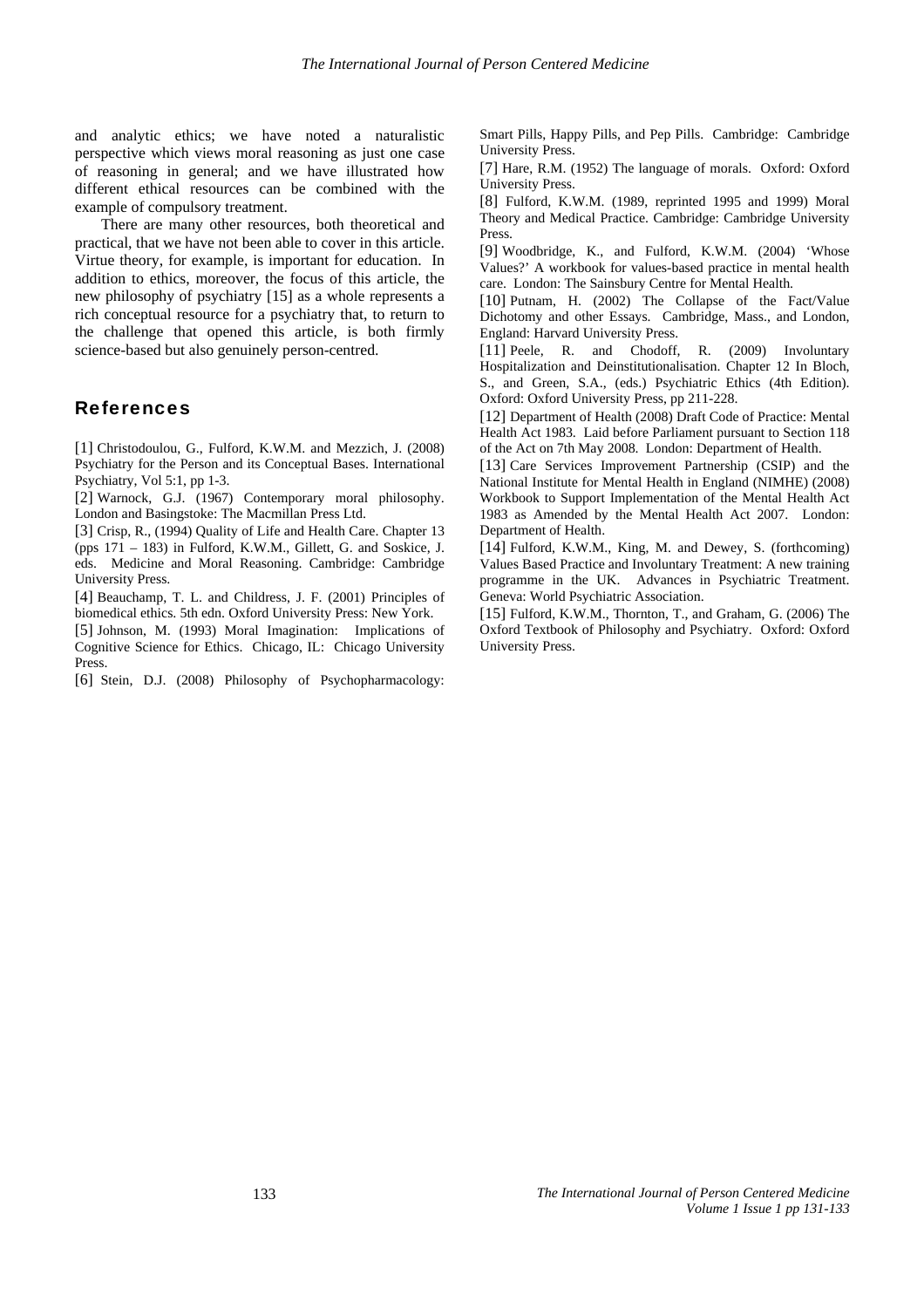and analytic ethics; we have noted a naturalistic perspective which views moral reasoning as just one case of reasoning in general; and we have illustrated how different ethical resources can be combined with the example of compulsory treatment.

There are many other resources, both theoretical and practical, that we have not been able to cover in this article. Virtue theory, for example, is important for education. In addition to ethics, moreover, the focus of this article, the new philosophy of psychiatry [15] as a whole represents a rich conceptual resource for a psychiatry that, to return to the challenge that opened this article, is both firmly science-based but also genuinely person-centred.

## References

[1] Christodoulou, G., Fulford, K.W.M. and Mezzich, J. (2008) Psychiatry for the Person and its Conceptual Bases. International Psychiatry, Vol 5:1, pp 1-3.

[2] Warnock, G.J. (1967) Contemporary moral philosophy. London and Basingstoke: The Macmillan Press Ltd.

[3] Crisp, R., (1994) Quality of Life and Health Care. Chapter 13 (pps 171 – 183) in Fulford, K.W.M., Gillett, G. and Soskice, J. eds. Medicine and Moral Reasoning. Cambridge: Cambridge University Press.

[4] Beauchamp, T. L. and Childress, J. F. (2001) Principles of biomedical ethics. 5th edn. Oxford University Press: New York.

[5] Johnson, M. (1993) Moral Imagination: Implications of Cognitive Science for Ethics. Chicago, IL: Chicago University Press.

[6] Stein, D.J. (2008) Philosophy of Psychopharmacology: Smart Pills, Happy Pills, and Pep Pills. Cambridge: Cambridge University Press.

[7] Hare, R.M. (1952) The language of morals. Oxford: Oxford University Press.

[8] Fulford, K.W.M. (1989, reprinted 1995 and 1999) Moral Theory and Medical Practice. Cambridge: Cambridge University Press.

[9] Woodbridge, K., and Fulford, K.W.M. (2004) 'Whose Values?' A workbook for values-based practice in mental health care. London: The Sainsbury Centre for Mental Health.

[10] Putnam, H. (2002) The Collapse of the Fact/Value Dichotomy and other Essays. Cambridge, Mass., and London, England: Harvard University Press.

[11] Peele, R. and Chodoff, R. (2009) Involuntary Hospitalization and Deinstitutionalisation. Chapter 12 In Bloch, S., and Green, S.A., (eds.) Psychiatric Ethics (4th Edition). Oxford: Oxford University Press, pp 211-228.

[12] Department of Health (2008) Draft Code of Practice: Mental Health Act 1983. Laid before Parliament pursuant to Section 118 of the Act on 7th May 2008. London: Department of Health.

[13] Care Services Improvement Partnership (CSIP) and the National Institute for Mental Health in England (NIMHE) (2008) Workbook to Support Implementation of the Mental Health Act 1983 as Amended by the Mental Health Act 2007. London: Department of Health.

[14] Fulford, K.W.M., King, M. and Dewey, S. (forthcoming) Values Based Practice and Involuntary Treatment: A new training programme in the UK. Advances in Psychiatric Treatment. Geneva: World Psychiatric Association.

[15] Fulford, K.W.M., Thornton, T., and Graham, G. (2006) The Oxford Textbook of Philosophy and Psychiatry. Oxford: Oxford University Press.